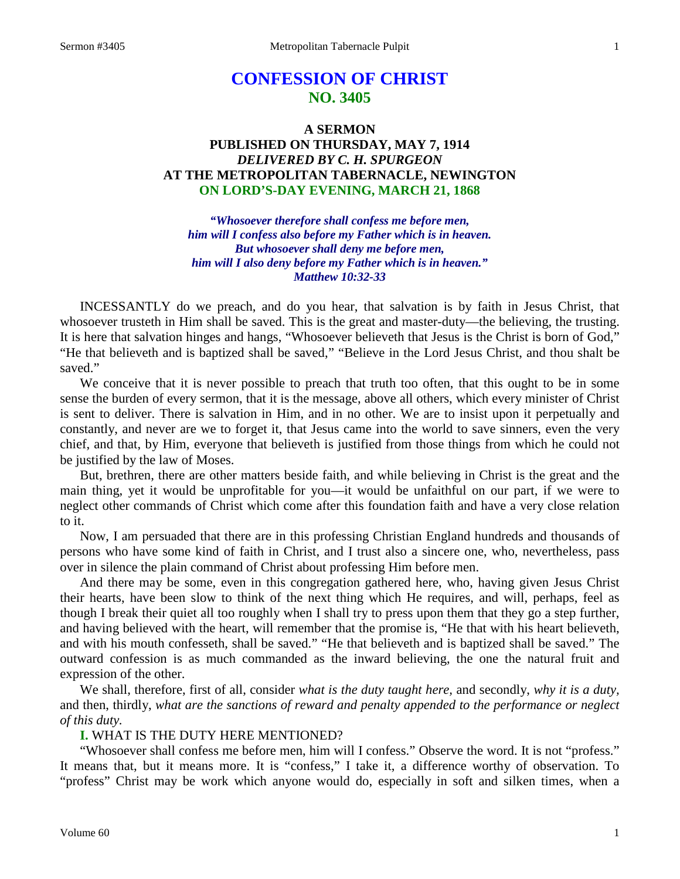# CONFESSION OF CHRIST
## NO. 3405

### A SERMON
### PUBLISHED ON THURSDAY, MAY 7, 1914
### *DELIVERED BY C. H. SPURGEON*
### AT THE METROPOLITAN TABERNACLE, NEWINGTON
### ON LORD'S-DAY EVENING, MARCH 21, 1868

*"Whosoever therefore shall confess me before men,*
*him will I confess also before my Father which is in heaven.*
*But whosoever shall deny me before men,*
*him will I also deny before my Father which is in heaven."*
*Matthew 10:32-33*

INCESSANTLY do we preach, and do you hear, that salvation is by faith in Jesus Christ, that whosoever trusteth in Him shall be saved. This is the great and master-duty—the believing, the trusting. It is here that salvation hinges and hangs, "Whosoever believeth that Jesus is the Christ is born of God," "He that believeth and is baptized shall be saved," "Believe in the Lord Jesus Christ, and thou shalt be saved."

We conceive that it is never possible to preach that truth too often, that this ought to be in some sense the burden of every sermon, that it is the message, above all others, which every minister of Christ is sent to deliver. There is salvation in Him, and in no other. We are to insist upon it perpetually and constantly, and never are we to forget it, that Jesus came into the world to save sinners, even the very chief, and that, by Him, everyone that believeth is justified from those things from which he could not be justified by the law of Moses.

But, brethren, there are other matters beside faith, and while believing in Christ is the great and the main thing, yet it would be unprofitable for you—it would be unfaithful on our part, if we were to neglect other commands of Christ which come after this foundation faith and have a very close relation to it.

Now, I am persuaded that there are in this professing Christian England hundreds and thousands of persons who have some kind of faith in Christ, and I trust also a sincere one, who, nevertheless, pass over in silence the plain command of Christ about professing Him before men.

And there may be some, even in this congregation gathered here, who, having given Jesus Christ their hearts, have been slow to think of the next thing which He requires, and will, perhaps, feel as though I break their quiet all too roughly when I shall try to press upon them that they go a step further, and having believed with the heart, will remember that the promise is, "He that with his heart believeth, and with his mouth confesseth, shall be saved." "He that believeth and is baptized shall be saved." The outward confession is as much commanded as the inward believing, the one the natural fruit and expression of the other.

We shall, therefore, first of all, consider *what is the duty taught here,* and secondly, *why it is a duty,* and then, thirdly, *what are the sanctions of reward and penalty appended to the performance or neglect of this duty.*

**I.** WHAT IS THE DUTY HERE MENTIONED?

"Whosoever shall confess me before men, him will I confess." Observe the word. It is not "profess." It means that, but it means more. It is "confess," I take it, a difference worthy of observation. To "profess" Christ may be work which anyone would do, especially in soft and silken times, when a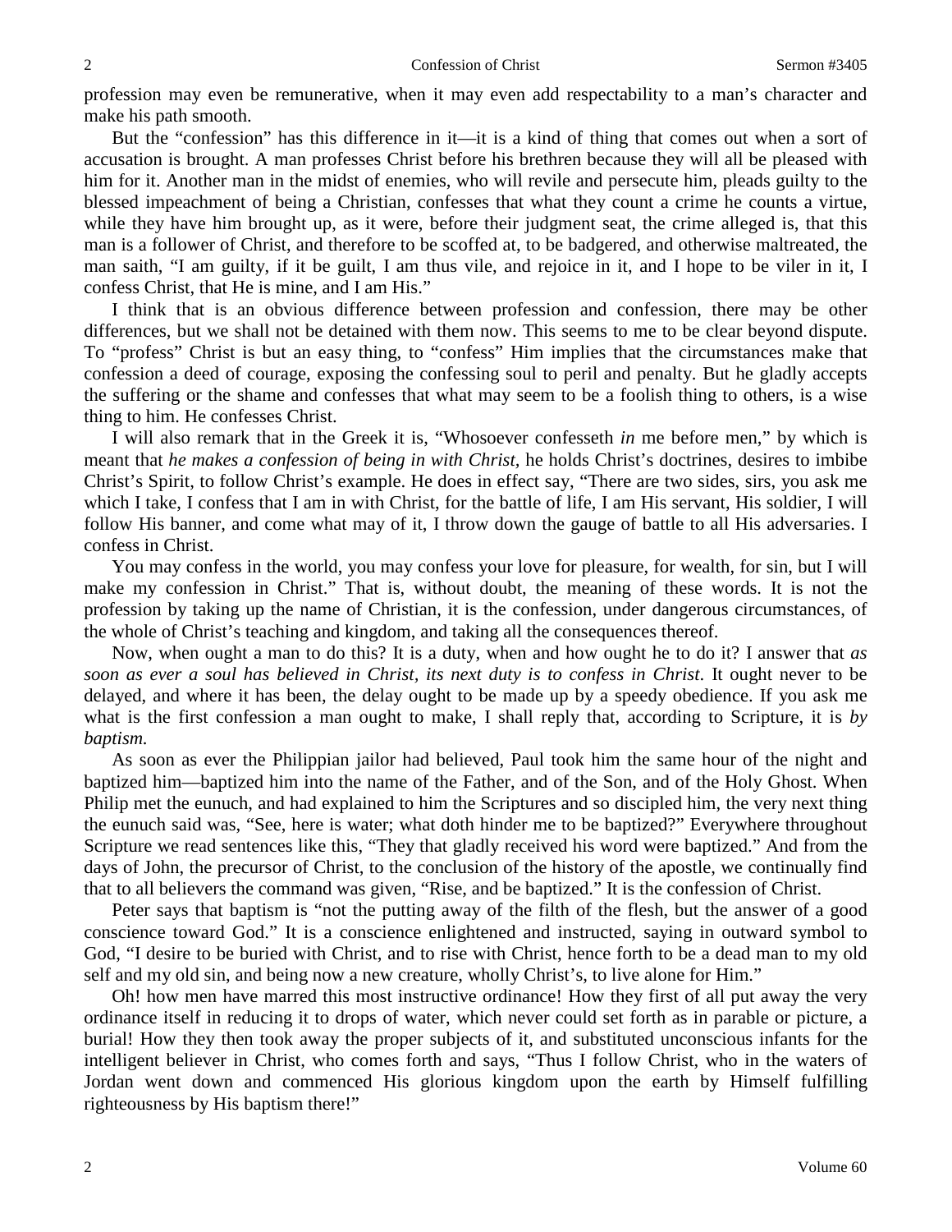profession may even be remunerative, when it may even add respectability to a man's character and make his path smooth.

But the "confession" has this difference in it—it is a kind of thing that comes out when a sort of accusation is brought. A man professes Christ before his brethren because they will all be pleased with him for it. Another man in the midst of enemies, who will revile and persecute him, pleads guilty to the blessed impeachment of being a Christian, confesses that what they count a crime he counts a virtue, while they have him brought up, as it were, before their judgment seat, the crime alleged is, that this man is a follower of Christ, and therefore to be scoffed at, to be badgered, and otherwise maltreated, the man saith, "I am guilty, if it be guilt, I am thus vile, and rejoice in it, and I hope to be viler in it, I confess Christ, that He is mine, and I am His."

I think that is an obvious difference between profession and confession, there may be other differences, but we shall not be detained with them now. This seems to me to be clear beyond dispute. To "profess" Christ is but an easy thing, to "confess" Him implies that the circumstances make that confession a deed of courage, exposing the confessing soul to peril and penalty. But he gladly accepts the suffering or the shame and confesses that what may seem to be a foolish thing to others, is a wise thing to him. He confesses Christ.

I will also remark that in the Greek it is, "Whosoever confesseth *in* me before men," by which is meant that *he makes a confession of being in with Christ,* he holds Christ's doctrines, desires to imbibe Christ's Spirit, to follow Christ's example. He does in effect say, "There are two sides, sirs, you ask me which I take, I confess that I am in with Christ, for the battle of life, I am His servant, His soldier, I will follow His banner, and come what may of it, I throw down the gauge of battle to all His adversaries. I confess in Christ.

You may confess in the world, you may confess your love for pleasure, for wealth, for sin, but I will make my confession in Christ." That is, without doubt, the meaning of these words. It is not the profession by taking up the name of Christian, it is the confession, under dangerous circumstances, of the whole of Christ's teaching and kingdom, and taking all the consequences thereof.

Now, when ought a man to do this? It is a duty, when and how ought he to do it? I answer that *as soon as ever a soul has believed in Christ, its next duty is to confess in Christ*. It ought never to be delayed, and where it has been, the delay ought to be made up by a speedy obedience. If you ask me what is the first confession a man ought to make, I shall reply that, according to Scripture, it is *by baptism.*

As soon as ever the Philippian jailor had believed, Paul took him the same hour of the night and baptized him—baptized him into the name of the Father, and of the Son, and of the Holy Ghost. When Philip met the eunuch, and had explained to him the Scriptures and so discipled him, the very next thing the eunuch said was, "See, here is water; what doth hinder me to be baptized?" Everywhere throughout Scripture we read sentences like this, "They that gladly received his word were baptized." And from the days of John, the precursor of Christ, to the conclusion of the history of the apostle, we continually find that to all believers the command was given, "Rise, and be baptized." It is the confession of Christ.

Peter says that baptism is "not the putting away of the filth of the flesh, but the answer of a good conscience toward God." It is a conscience enlightened and instructed, saying in outward symbol to God, "I desire to be buried with Christ, and to rise with Christ, hence forth to be a dead man to my old self and my old sin, and being now a new creature, wholly Christ's, to live alone for Him."

Oh! how men have marred this most instructive ordinance! How they first of all put away the very ordinance itself in reducing it to drops of water, which never could set forth as in parable or picture, a burial! How they then took away the proper subjects of it, and substituted unconscious infants for the intelligent believer in Christ, who comes forth and says, "Thus I follow Christ, who in the waters of Jordan went down and commenced His glorious kingdom upon the earth by Himself fulfilling righteousness by His baptism there!"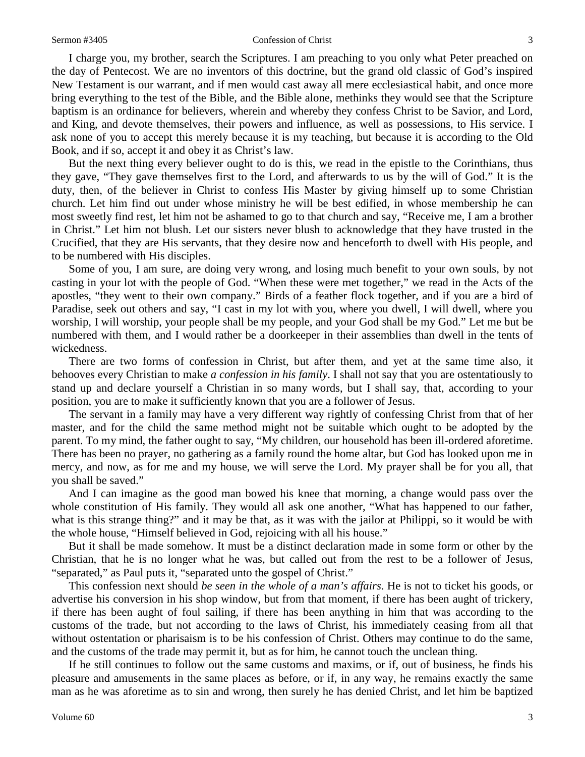I charge you, my brother, search the Scriptures. I am preaching to you only what Peter preached on the day of Pentecost. We are no inventors of this doctrine, but the grand old classic of God's inspired New Testament is our warrant, and if men would cast away all mere ecclesiastical habit, and once more bring everything to the test of the Bible, and the Bible alone, methinks they would see that the Scripture baptism is an ordinance for believers, wherein and whereby they confess Christ to be Savior, and Lord, and King, and devote themselves, their powers and influence, as well as possessions, to His service. I ask none of you to accept this merely because it is my teaching, but because it is according to the Old Book, and if so, accept it and obey it as Christ's law.

But the next thing every believer ought to do is this, we read in the epistle to the Corinthians, thus they gave, "They gave themselves first to the Lord, and afterwards to us by the will of God." It is the duty, then, of the believer in Christ to confess His Master by giving himself up to some Christian church. Let him find out under whose ministry he will be best edified, in whose membership he can most sweetly find rest, let him not be ashamed to go to that church and say, "Receive me, I am a brother in Christ." Let him not blush. Let our sisters never blush to acknowledge that they have trusted in the Crucified, that they are His servants, that they desire now and henceforth to dwell with His people, and to be numbered with His disciples.

Some of you, I am sure, are doing very wrong, and losing much benefit to your own souls, by not casting in your lot with the people of God. "When these were met together," we read in the Acts of the apostles, "they went to their own company." Birds of a feather flock together, and if you are a bird of Paradise, seek out others and say, "I cast in my lot with you, where you dwell, I will dwell, where you worship, I will worship, your people shall be my people, and your God shall be my God." Let me but be numbered with them, and I would rather be a doorkeeper in their assemblies than dwell in the tents of wickedness.

There are two forms of confession in Christ, but after them, and yet at the same time also, it behooves every Christian to make *a confession in his family*. I shall not say that you are ostentatiously to stand up and declare yourself a Christian in so many words, but I shall say, that, according to your position, you are to make it sufficiently known that you are a follower of Jesus.

The servant in a family may have a very different way rightly of confessing Christ from that of her master, and for the child the same method might not be suitable which ought to be adopted by the parent. To my mind, the father ought to say, "My children, our household has been ill-ordered aforetime. There has been no prayer, no gathering as a family round the home altar, but God has looked upon me in mercy, and now, as for me and my house, we will serve the Lord. My prayer shall be for you all, that you shall be saved."

And I can imagine as the good man bowed his knee that morning, a change would pass over the whole constitution of His family. They would all ask one another, "What has happened to our father, what is this strange thing?" and it may be that, as it was with the jailor at Philippi, so it would be with the whole house, "Himself believed in God, rejoicing with all his house."

But it shall be made somehow. It must be a distinct declaration made in some form or other by the Christian, that he is no longer what he was, but called out from the rest to be a follower of Jesus, "separated," as Paul puts it, "separated unto the gospel of Christ."

This confession next should *be seen in the whole of a man's affairs*. He is not to ticket his goods, or advertise his conversion in his shop window, but from that moment, if there has been aught of trickery, if there has been aught of foul sailing, if there has been anything in him that was according to the customs of the trade, but not according to the laws of Christ, his immediately ceasing from all that without ostentation or pharisaism is to be his confession of Christ. Others may continue to do the same, and the customs of the trade may permit it, but as for him, he cannot touch the unclean thing.

If he still continues to follow out the same customs and maxims, or if, out of business, he finds his pleasure and amusements in the same places as before, or if, in any way, he remains exactly the same man as he was aforetime as to sin and wrong, then surely he has denied Christ, and let him be baptized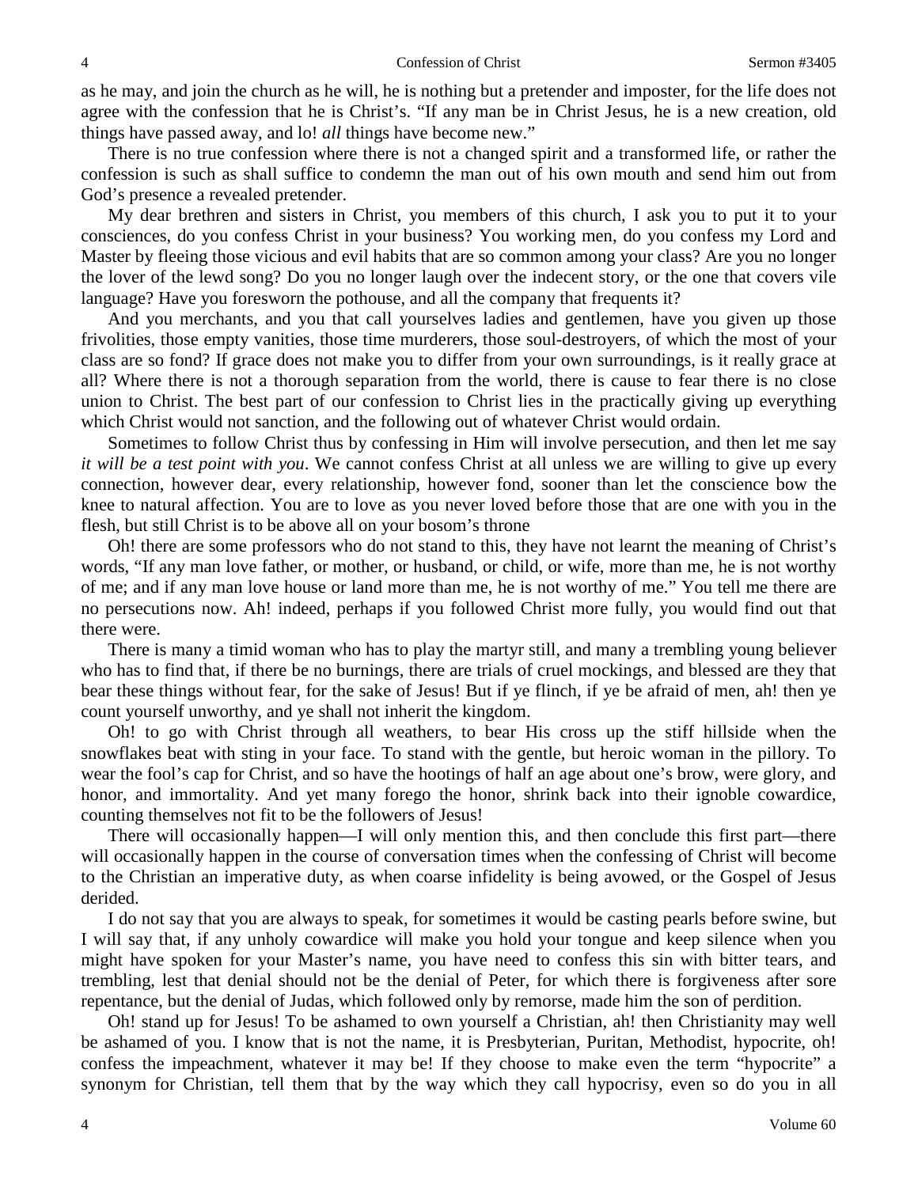as he may, and join the church as he will, he is nothing but a pretender and imposter, for the life does not agree with the confession that he is Christ's. "If any man be in Christ Jesus, he is a new creation, old things have passed away, and lo! *all* things have become new."

There is no true confession where there is not a changed spirit and a transformed life, or rather the confession is such as shall suffice to condemn the man out of his own mouth and send him out from God's presence a revealed pretender.

My dear brethren and sisters in Christ, you members of this church, I ask you to put it to your consciences, do you confess Christ in your business? You working men, do you confess my Lord and Master by fleeing those vicious and evil habits that are so common among your class? Are you no longer the lover of the lewd song? Do you no longer laugh over the indecent story, or the one that covers vile language? Have you foresworn the pothouse, and all the company that frequents it?

And you merchants, and you that call yourselves ladies and gentlemen, have you given up those frivolities, those empty vanities, those time murderers, those soul-destroyers, of which the most of your class are so fond? If grace does not make you to differ from your own surroundings, is it really grace at all? Where there is not a thorough separation from the world, there is cause to fear there is no close union to Christ. The best part of our confession to Christ lies in the practically giving up everything which Christ would not sanction, and the following out of whatever Christ would ordain.

Sometimes to follow Christ thus by confessing in Him will involve persecution, and then let me say *it will be a test point with you*. We cannot confess Christ at all unless we are willing to give up every connection, however dear, every relationship, however fond, sooner than let the conscience bow the knee to natural affection. You are to love as you never loved before those that are one with you in the flesh, but still Christ is to be above all on your bosom's throne

Oh! there are some professors who do not stand to this, they have not learnt the meaning of Christ's words, "If any man love father, or mother, or husband, or child, or wife, more than me, he is not worthy of me; and if any man love house or land more than me, he is not worthy of me." You tell me there are no persecutions now. Ah! indeed, perhaps if you followed Christ more fully, you would find out that there were.

There is many a timid woman who has to play the martyr still, and many a trembling young believer who has to find that, if there be no burnings, there are trials of cruel mockings, and blessed are they that bear these things without fear, for the sake of Jesus! But if ye flinch, if ye be afraid of men, ah! then ye count yourself unworthy, and ye shall not inherit the kingdom.

Oh! to go with Christ through all weathers, to bear His cross up the stiff hillside when the snowflakes beat with sting in your face. To stand with the gentle, but heroic woman in the pillory. To wear the fool's cap for Christ, and so have the hootings of half an age about one's brow, were glory, and honor, and immortality. And yet many forego the honor, shrink back into their ignoble cowardice, counting themselves not fit to be the followers of Jesus!

There will occasionally happen—I will only mention this, and then conclude this first part—there will occasionally happen in the course of conversation times when the confessing of Christ will become to the Christian an imperative duty, as when coarse infidelity is being avowed, or the Gospel of Jesus derided.

I do not say that you are always to speak, for sometimes it would be casting pearls before swine, but I will say that, if any unholy cowardice will make you hold your tongue and keep silence when you might have spoken for your Master's name, you have need to confess this sin with bitter tears, and trembling, lest that denial should not be the denial of Peter, for which there is forgiveness after sore repentance, but the denial of Judas, which followed only by remorse, made him the son of perdition.

Oh! stand up for Jesus! To be ashamed to own yourself a Christian, ah! then Christianity may well be ashamed of you. I know that is not the name, it is Presbyterian, Puritan, Methodist, hypocrite, oh! confess the impeachment, whatever it may be! If they choose to make even the term "hypocrite" a synonym for Christian, tell them that by the way which they call hypocrisy, even so do you in all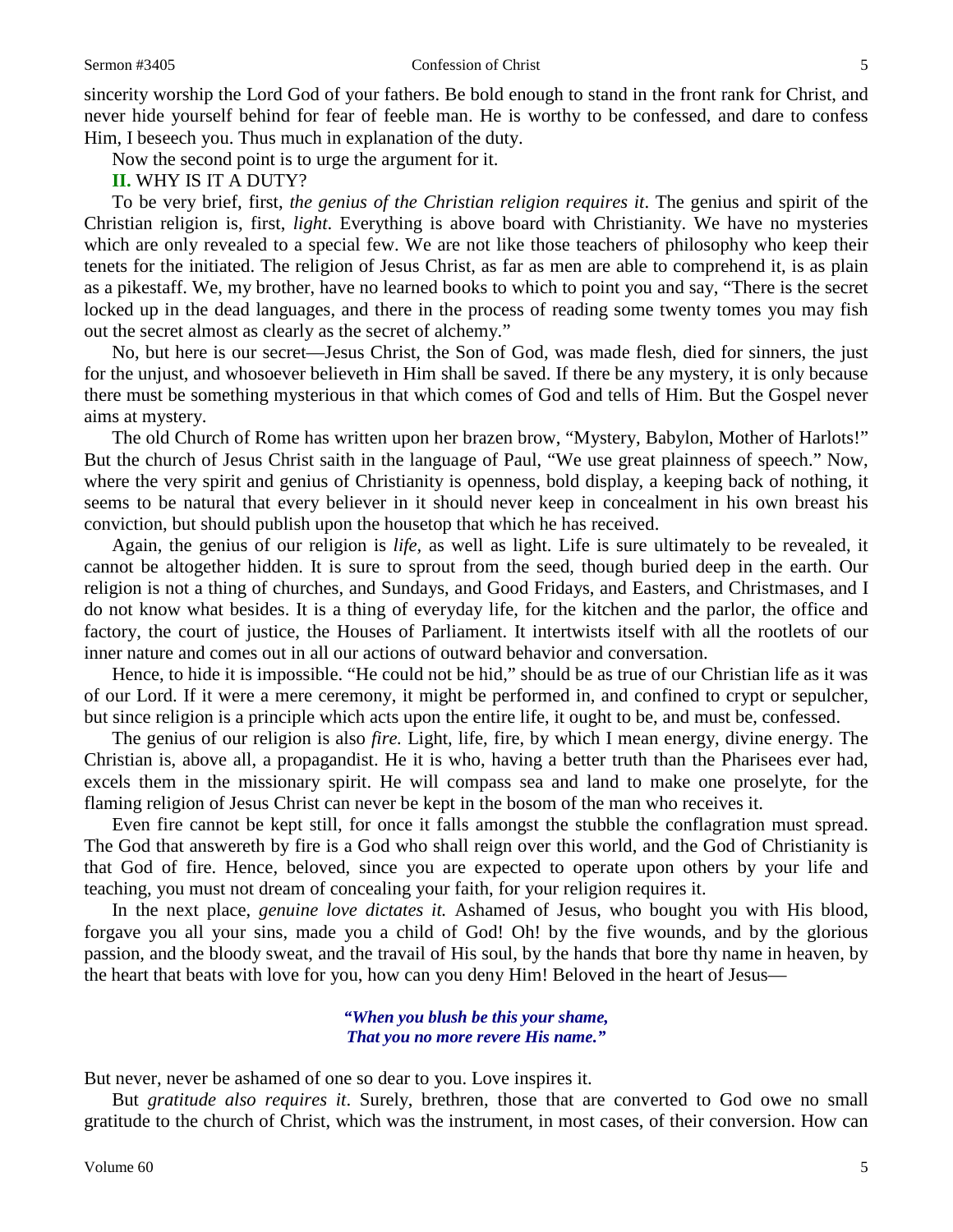sincerity worship the Lord God of your fathers. Be bold enough to stand in the front rank for Christ, and never hide yourself behind for fear of feeble man. He is worthy to be confessed, and dare to confess Him, I beseech you. Thus much in explanation of the duty.

Now the second point is to urge the argument for it.

**II.** WHY IS IT A DUTY?

To be very brief, first, *the genius of the Christian religion requires it*. The genius and spirit of the Christian religion is, first, *light*. Everything is above board with Christianity. We have no mysteries which are only revealed to a special few. We are not like those teachers of philosophy who keep their tenets for the initiated. The religion of Jesus Christ, as far as men are able to comprehend it, is as plain as a pikestaff. We, my brother, have no learned books to which to point you and say, "There is the secret locked up in the dead languages, and there in the process of reading some twenty tomes you may fish out the secret almost as clearly as the secret of alchemy."

No, but here is our secret—Jesus Christ, the Son of God, was made flesh, died for sinners, the just for the unjust, and whosoever believeth in Him shall be saved. If there be any mystery, it is only because there must be something mysterious in that which comes of God and tells of Him. But the Gospel never aims at mystery.

The old Church of Rome has written upon her brazen brow, "Mystery, Babylon, Mother of Harlots!" But the church of Jesus Christ saith in the language of Paul, "We use great plainness of speech." Now, where the very spirit and genius of Christianity is openness, bold display, a keeping back of nothing, it seems to be natural that every believer in it should never keep in concealment in his own breast his conviction, but should publish upon the housetop that which he has received.

Again, the genius of our religion is *life,* as well as light. Life is sure ultimately to be revealed, it cannot be altogether hidden. It is sure to sprout from the seed, though buried deep in the earth. Our religion is not a thing of churches, and Sundays, and Good Fridays, and Easters, and Christmases, and I do not know what besides. It is a thing of everyday life, for the kitchen and the parlor, the office and factory, the court of justice, the Houses of Parliament. It intertwists itself with all the rootlets of our inner nature and comes out in all our actions of outward behavior and conversation.

Hence, to hide it is impossible. "He could not be hid," should be as true of our Christian life as it was of our Lord. If it were a mere ceremony, it might be performed in, and confined to crypt or sepulcher, but since religion is a principle which acts upon the entire life, it ought to be, and must be, confessed.

The genius of our religion is also *fire.* Light, life, fire, by which I mean energy, divine energy. The Christian is, above all, a propagandist. He it is who, having a better truth than the Pharisees ever had, excels them in the missionary spirit. He will compass sea and land to make one proselyte, for the flaming religion of Jesus Christ can never be kept in the bosom of the man who receives it.

Even fire cannot be kept still, for once it falls amongst the stubble the conflagration must spread. The God that answereth by fire is a God who shall reign over this world, and the God of Christianity is that God of fire. Hence, beloved, since you are expected to operate upon others by your life and teaching, you must not dream of concealing your faith, for your religion requires it.

In the next place, *genuine love dictates it.* Ashamed of Jesus, who bought you with His blood, forgave you all your sins, made you a child of God! Oh! by the five wounds, and by the glorious passion, and the bloody sweat, and the travail of His soul, by the hands that bore thy name in heaven, by the heart that beats with love for you, how can you deny Him! Beloved in the heart of Jesus—

> ***"When you blush be this your shame,***
> ***That you no more revere His name."***

But never, never be ashamed of one so dear to you. Love inspires it.

But *gratitude also requires it*. Surely, brethren, those that are converted to God owe no small gratitude to the church of Christ, which was the instrument, in most cases, of their conversion. How can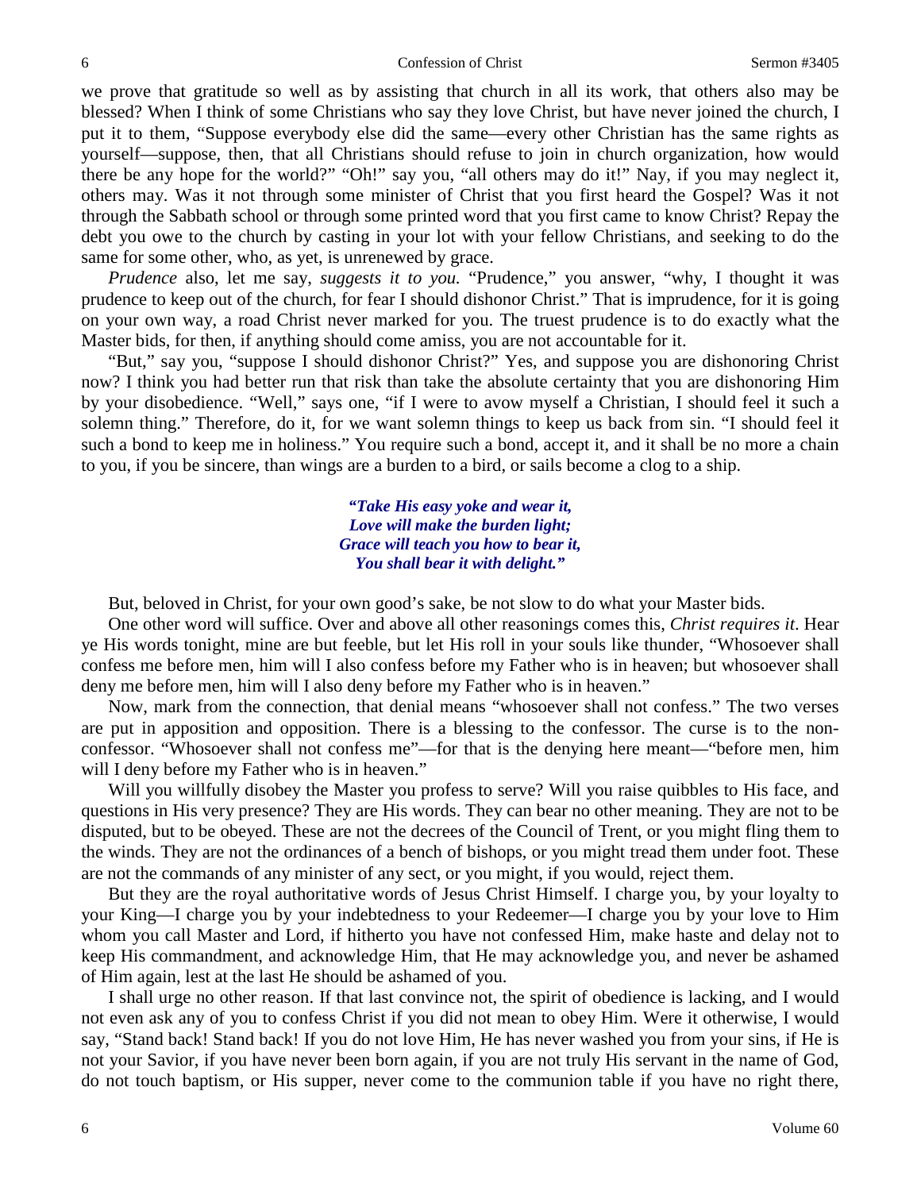we prove that gratitude so well as by assisting that church in all its work, that others also may be blessed? When I think of some Christians who say they love Christ, but have never joined the church, I put it to them, "Suppose everybody else did the same—every other Christian has the same rights as yourself—suppose, then, that all Christians should refuse to join in church organization, how would there be any hope for the world?" "Oh!" say you, "all others may do it!" Nay, if you may neglect it, others may. Was it not through some minister of Christ that you first heard the Gospel? Was it not through the Sabbath school or through some printed word that you first came to know Christ? Repay the debt you owe to the church by casting in your lot with your fellow Christians, and seeking to do the same for some other, who, as yet, is unrenewed by grace.

*Prudence* also, let me say, *suggests it to you.* "Prudence," you answer, "why, I thought it was prudence to keep out of the church, for fear I should dishonor Christ." That is imprudence, for it is going on your own way, a road Christ never marked for you. The truest prudence is to do exactly what the Master bids, for then, if anything should come amiss, you are not accountable for it.

"But," say you, "suppose I should dishonor Christ?" Yes, and suppose you are dishonoring Christ now? I think you had better run that risk than take the absolute certainty that you are dishonoring Him by your disobedience. "Well," says one, "if I were to avow myself a Christian, I should feel it such a solemn thing." Therefore, do it, for we want solemn things to keep us back from sin. "I should feel it such a bond to keep me in holiness." You require such a bond, accept it, and it shall be no more a chain to you, if you be sincere, than wings are a burden to a bird, or sails become a clog to a ship.

> ***"Take His easy yoke and wear it,***
> ***Love will make the burden light;***
> ***Grace will teach you how to bear it,***
> ***You shall bear it with delight."***

But, beloved in Christ, for your own good's sake, be not slow to do what your Master bids.

One other word will suffice. Over and above all other reasonings comes this, *Christ requires it*. Hear ye His words tonight, mine are but feeble, but let His roll in your souls like thunder, "Whosoever shall confess me before men, him will I also confess before my Father who is in heaven; but whosoever shall deny me before men, him will I also deny before my Father who is in heaven."

Now, mark from the connection, that denial means "whosoever shall not confess." The two verses are put in apposition and opposition. There is a blessing to the confessor. The curse is to the non-confessor. "Whosoever shall not confess me"—for that is the denying here meant—"before men, him will I deny before my Father who is in heaven."

Will you willfully disobey the Master you profess to serve? Will you raise quibbles to His face, and questions in His very presence? They are His words. They can bear no other meaning. They are not to be disputed, but to be obeyed. These are not the decrees of the Council of Trent, or you might fling them to the winds. They are not the ordinances of a bench of bishops, or you might tread them under foot. These are not the commands of any minister of any sect, or you might, if you would, reject them.

But they are the royal authoritative words of Jesus Christ Himself. I charge you, by your loyalty to your King—I charge you by your indebtedness to your Redeemer—I charge you by your love to Him whom you call Master and Lord, if hitherto you have not confessed Him, make haste and delay not to keep His commandment, and acknowledge Him, that He may acknowledge you, and never be ashamed of Him again, lest at the last He should be ashamed of you.

I shall urge no other reason. If that last convince not, the spirit of obedience is lacking, and I would not even ask any of you to confess Christ if you did not mean to obey Him. Were it otherwise, I would say, "Stand back! Stand back! If you do not love Him, He has never washed you from your sins, if He is not your Savior, if you have never been born again, if you are not truly His servant in the name of God, do not touch baptism, or His supper, never come to the communion table if you have no right there,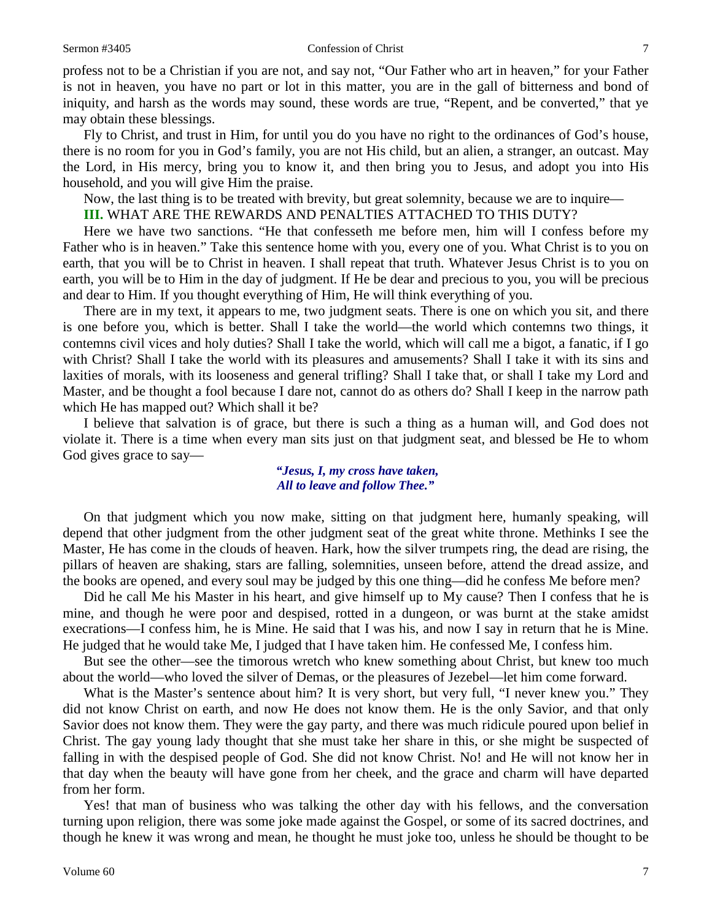profess not to be a Christian if you are not, and say not, "Our Father who art in heaven," for your Father is not in heaven, you have no part or lot in this matter, you are in the gall of bitterness and bond of iniquity, and harsh as the words may sound, these words are true, "Repent, and be converted," that ye may obtain these blessings.

Fly to Christ, and trust in Him, for until you do you have no right to the ordinances of God's house, there is no room for you in God's family, you are not His child, but an alien, a stranger, an outcast. May the Lord, in His mercy, bring you to know it, and then bring you to Jesus, and adopt you into His household, and you will give Him the praise.

Now, the last thing is to be treated with brevity, but great solemnity, because we are to inquire—

**III.** WHAT ARE THE REWARDS AND PENALTIES ATTACHED TO THIS DUTY?

Here we have two sanctions. "He that confesseth me before men, him will I confess before my Father who is in heaven." Take this sentence home with you, every one of you. What Christ is to you on earth, that you will be to Christ in heaven. I shall repeat that truth. Whatever Jesus Christ is to you on earth, you will be to Him in the day of judgment. If He be dear and precious to you, you will be precious and dear to Him. If you thought everything of Him, He will think everything of you.

There are in my text, it appears to me, two judgment seats. There is one on which you sit, and there is one before you, which is better. Shall I take the world—the world which contemns two things, it contemns civil vices and holy duties? Shall I take the world, which will call me a bigot, a fanatic, if I go with Christ? Shall I take the world with its pleasures and amusements? Shall I take it with its sins and laxities of morals, with its looseness and general trifling? Shall I take that, or shall I take my Lord and Master, and be thought a fool because I dare not, cannot do as others do? Shall I keep in the narrow path which He has mapped out? Which shall it be?

I believe that salvation is of grace, but there is such a thing as a human will, and God does not violate it. There is a time when every man sits just on that judgment seat, and blessed be He to whom God gives grace to say—

*"Jesus, I, my cross have taken,*
*All to leave and follow Thee."*

On that judgment which you now make, sitting on that judgment here, humanly speaking, will depend that other judgment from the other judgment seat of the great white throne. Methinks I see the Master, He has come in the clouds of heaven. Hark, how the silver trumpets ring, the dead are rising, the pillars of heaven are shaking, stars are falling, solemnities, unseen before, attend the dread assize, and the books are opened, and every soul may be judged by this one thing—did he confess Me before men?

Did he call Me his Master in his heart, and give himself up to My cause? Then I confess that he is mine, and though he were poor and despised, rotted in a dungeon, or was burnt at the stake amidst execrations—I confess him, he is Mine. He said that I was his, and now I say in return that he is Mine. He judged that he would take Me, I judged that I have taken him. He confessed Me, I confess him.

But see the other—see the timorous wretch who knew something about Christ, but knew too much about the world—who loved the silver of Demas, or the pleasures of Jezebel—let him come forward.

What is the Master's sentence about him? It is very short, but very full, "I never knew you." They did not know Christ on earth, and now He does not know them. He is the only Savior, and that only Savior does not know them. They were the gay party, and there was much ridicule poured upon belief in Christ. The gay young lady thought that she must take her share in this, or she might be suspected of falling in with the despised people of God. She did not know Christ. No! and He will not know her in that day when the beauty will have gone from her cheek, and the grace and charm will have departed from her form.

Yes! that man of business who was talking the other day with his fellows, and the conversation turning upon religion, there was some joke made against the Gospel, or some of its sacred doctrines, and though he knew it was wrong and mean, he thought he must joke too, unless he should be thought to be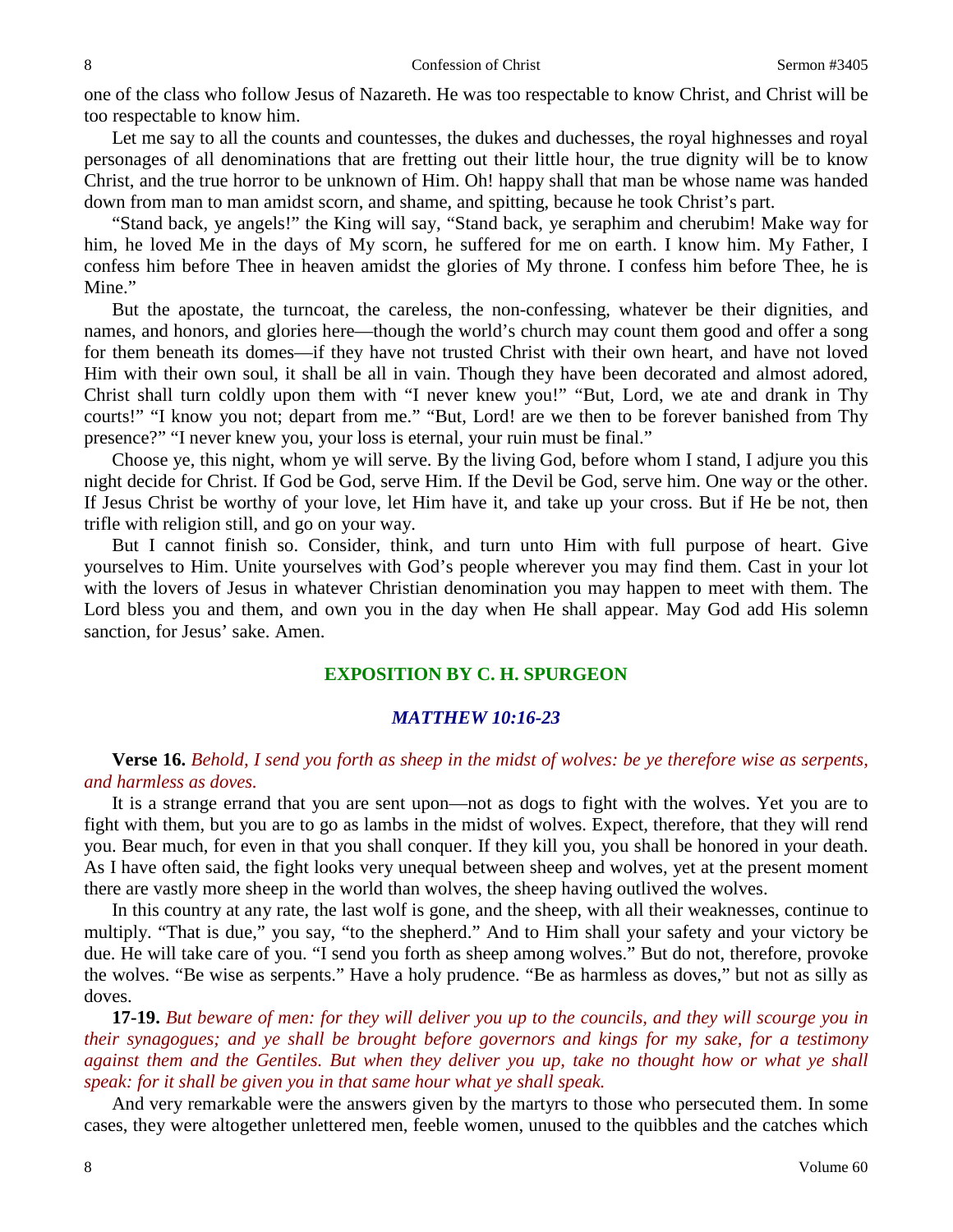one of the class who follow Jesus of Nazareth. He was too respectable to know Christ, and Christ will be too respectable to know him.

Let me say to all the counts and countesses, the dukes and duchesses, the royal highnesses and royal personages of all denominations that are fretting out their little hour, the true dignity will be to know Christ, and the true horror to be unknown of Him. Oh! happy shall that man be whose name was handed down from man to man amidst scorn, and shame, and spitting, because he took Christ's part.

"Stand back, ye angels!" the King will say, "Stand back, ye seraphim and cherubim! Make way for him, he loved Me in the days of My scorn, he suffered for me on earth. I know him. My Father, I confess him before Thee in heaven amidst the glories of My throne. I confess him before Thee, he is Mine."

But the apostate, the turncoat, the careless, the non-confessing, whatever be their dignities, and names, and honors, and glories here—though the world's church may count them good and offer a song for them beneath its domes—if they have not trusted Christ with their own heart, and have not loved Him with their own soul, it shall be all in vain. Though they have been decorated and almost adored, Christ shall turn coldly upon them with "I never knew you!" "But, Lord, we ate and drank in Thy courts!" "I know you not; depart from me." "But, Lord! are we then to be forever banished from Thy presence?" "I never knew you, your loss is eternal, your ruin must be final."

Choose ye, this night, whom ye will serve. By the living God, before whom I stand, I adjure you this night decide for Christ. If God be God, serve Him. If the Devil be God, serve him. One way or the other. If Jesus Christ be worthy of your love, let Him have it, and take up your cross. But if He be not, then trifle with religion still, and go on your way.

But I cannot finish so. Consider, think, and turn unto Him with full purpose of heart. Give yourselves to Him. Unite yourselves with God's people wherever you may find them. Cast in your lot with the lovers of Jesus in whatever Christian denomination you may happen to meet with them. The Lord bless you and them, and own you in the day when He shall appear. May God add His solemn sanction, for Jesus' sake. Amen.

## EXPOSITION BY C. H. SPURGEON

### *MATTHEW 10:16-23*

**Verse 16.** *Behold, I send you forth as sheep in the midst of wolves: be ye therefore wise as serpents, and harmless as doves.*

It is a strange errand that you are sent upon—not as dogs to fight with the wolves. Yet you are to fight with them, but you are to go as lambs in the midst of wolves. Expect, therefore, that they will rend you. Bear much, for even in that you shall conquer. If they kill you, you shall be honored in your death. As I have often said, the fight looks very unequal between sheep and wolves, yet at the present moment there are vastly more sheep in the world than wolves, the sheep having outlived the wolves.

In this country at any rate, the last wolf is gone, and the sheep, with all their weaknesses, continue to multiply. "That is due," you say, "to the shepherd." And to Him shall your safety and your victory be due. He will take care of you. "I send you forth as sheep among wolves." But do not, therefore, provoke the wolves. "Be wise as serpents." Have a holy prudence. "Be as harmless as doves," but not as silly as doves.

**17-19.** *But beware of men: for they will deliver you up to the councils, and they will scourge you in their synagogues; and ye shall be brought before governors and kings for my sake, for a testimony against them and the Gentiles. But when they deliver you up, take no thought how or what ye shall speak: for it shall be given you in that same hour what ye shall speak.*

And very remarkable were the answers given by the martyrs to those who persecuted them. In some cases, they were altogether unlettered men, feeble women, unused to the quibbles and the catches which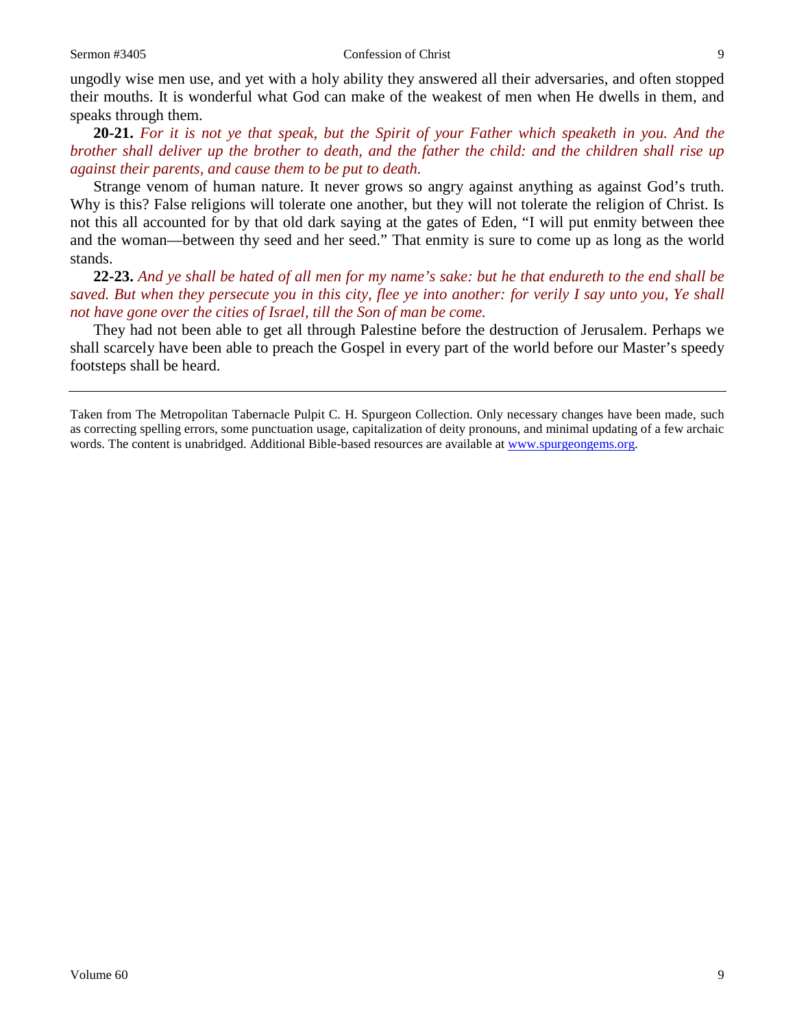ungodly wise men use, and yet with a holy ability they answered all their adversaries, and often stopped their mouths. It is wonderful what God can make of the weakest of men when He dwells in them, and speaks through them.

**20-21.** *For it is not ye that speak, but the Spirit of your Father which speaketh in you. And the brother shall deliver up the brother to death, and the father the child: and the children shall rise up against their parents, and cause them to be put to death.*

Strange venom of human nature. It never grows so angry against anything as against God's truth. Why is this? False religions will tolerate one another, but they will not tolerate the religion of Christ. Is not this all accounted for by that old dark saying at the gates of Eden, "I will put enmity between thee and the woman—between thy seed and her seed." That enmity is sure to come up as long as the world stands.

**22-23.** *And ye shall be hated of all men for my name's sake: but he that endureth to the end shall be saved. But when they persecute you in this city, flee ye into another: for verily I say unto you, Ye shall not have gone over the cities of Israel, till the Son of man be come.*

They had not been able to get all through Palestine before the destruction of Jerusalem. Perhaps we shall scarcely have been able to preach the Gospel in every part of the world before our Master's speedy footsteps shall be heard.

---

Taken from The Metropolitan Tabernacle Pulpit C. H. Spurgeon Collection. Only necessary changes have been made, such as correcting spelling errors, some punctuation usage, capitalization of deity pronouns, and minimal updating of a few archaic words. The content is unabridged. Additional Bible-based resources are available at www.spurgeongems.org.